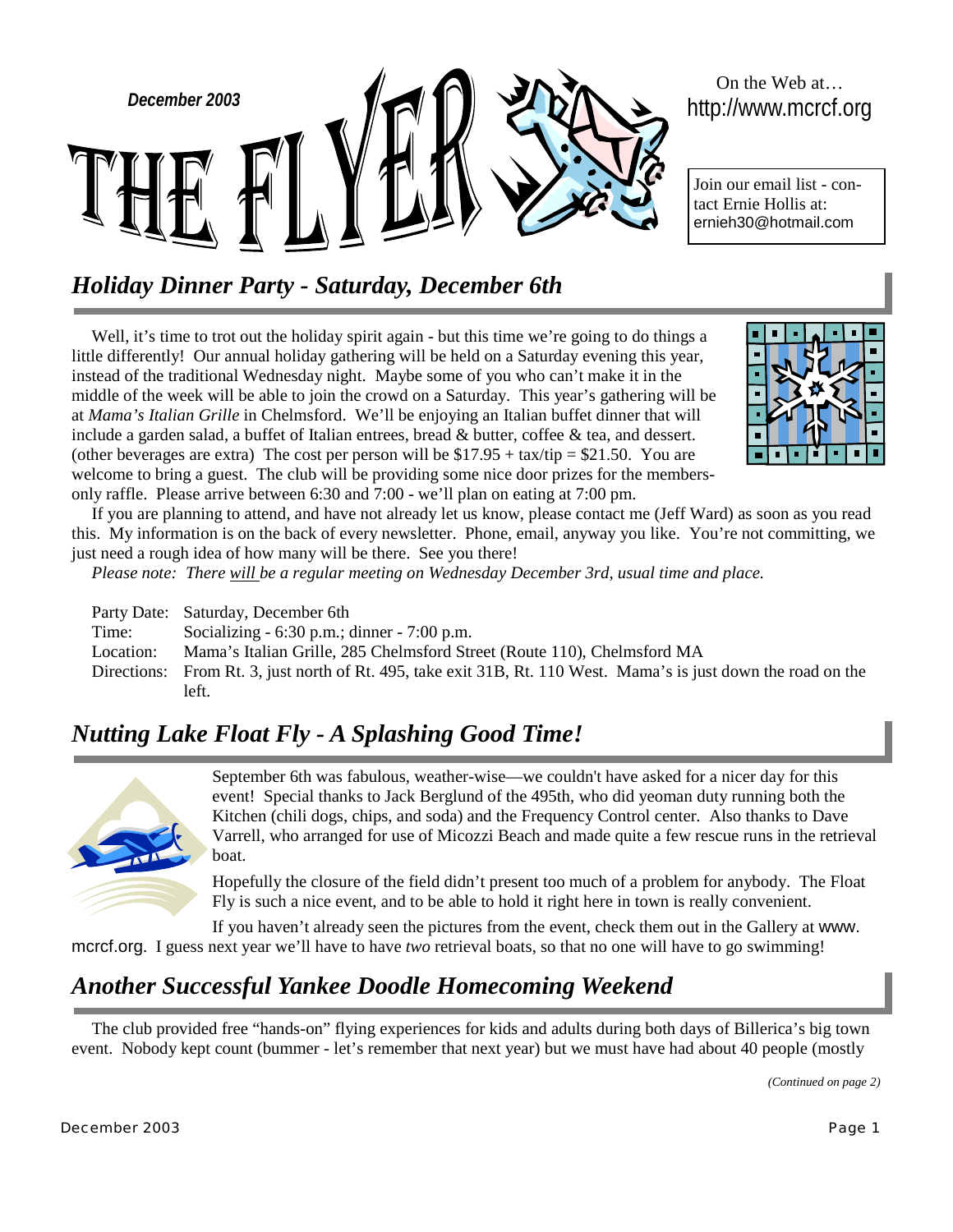December 2003

# THE FLYER

On the Web at… http://www.mcrcf.org

Join our email list - contact Ernie Hollis at: ernieh30@hotmail.com

## *Holiday Dinner Party - Saturday, December 6th*

Well, it's time to trot out the holiday spirit again - but this time we're going to do things a little differently! Our annual holiday gathering will be held on a Saturday evening this year, instead of the traditional Wednesday night. Maybe some of you who can't make it in the middle of the week will be able to join the crowd on a Saturday. This year's gathering will be at *Mama's Italian Grille* in Chelmsford. We'll be enjoying an Italian buffet dinner that will include a garden salad, a buffet of Italian entrees, bread & butter, coffee & tea, and dessert. (other beverages are extra) The cost per person will be $17.95 + tax/tip = $21.50. You are welcome to bring a guest. The club will be providing some nice door prizes for the members-only raffle. Please arrive between 6:30 and 7:00 - we'll plan on eating at 7:00 pm.

If you are planning to attend, and have not already let us know, please contact me (Jeff Ward) as soon as you read this. My information is on the back of every newsletter. Phone, email, anyway you like. You're not committing, we just need a rough idea of how many will be there. See you there!

*Please note: There will be a regular meeting on Wednesday December 3rd, usual time and place.*

| | |
|---|---|
| Party Date: | Saturday, December 6th |
| Time: | Socializing - 6:30 p.m.; dinner - 7:00 p.m. |
| Location: | Mama's Italian Grille, 285 Chelmsford Street (Route 110), Chelmsford MA |
| Directions: | From Rt. 3, just north of Rt. 495, take exit 31B, Rt. 110 West. Mama's is just down the road on the left. |

## *Nutting Lake Float Fly - A Splashing Good Time!*

September 6th was fabulous, weather-wise—we couldn't have asked for a nicer day for this event! Special thanks to Jack Berglund of the 495th, who did yeoman duty running both the Kitchen (chili dogs, chips, and soda) and the Frequency Control center. Also thanks to Dave Varrell, who arranged for use of Micozzi Beach and made quite a few rescue runs in the retrieval boat.

Hopefully the closure of the field didn't present too much of a problem for anybody. The Float Fly is such a nice event, and to be able to hold it right here in town is really convenient.

If you haven't already seen the pictures from the event, check them out in the Gallery at www.mcrcf.org. I guess next year we'll have to have *two* retrieval boats, so that no one will have to go swimming!

## *Another Successful Yankee Doodle Homecoming Weekend*

The club provided free "hands-on" flying experiences for kids and adults during both days of Billerica's big town event. Nobody kept count (bummer - let's remember that next year) but we must have had about 40 people (mostly

*(Continued on page 2)*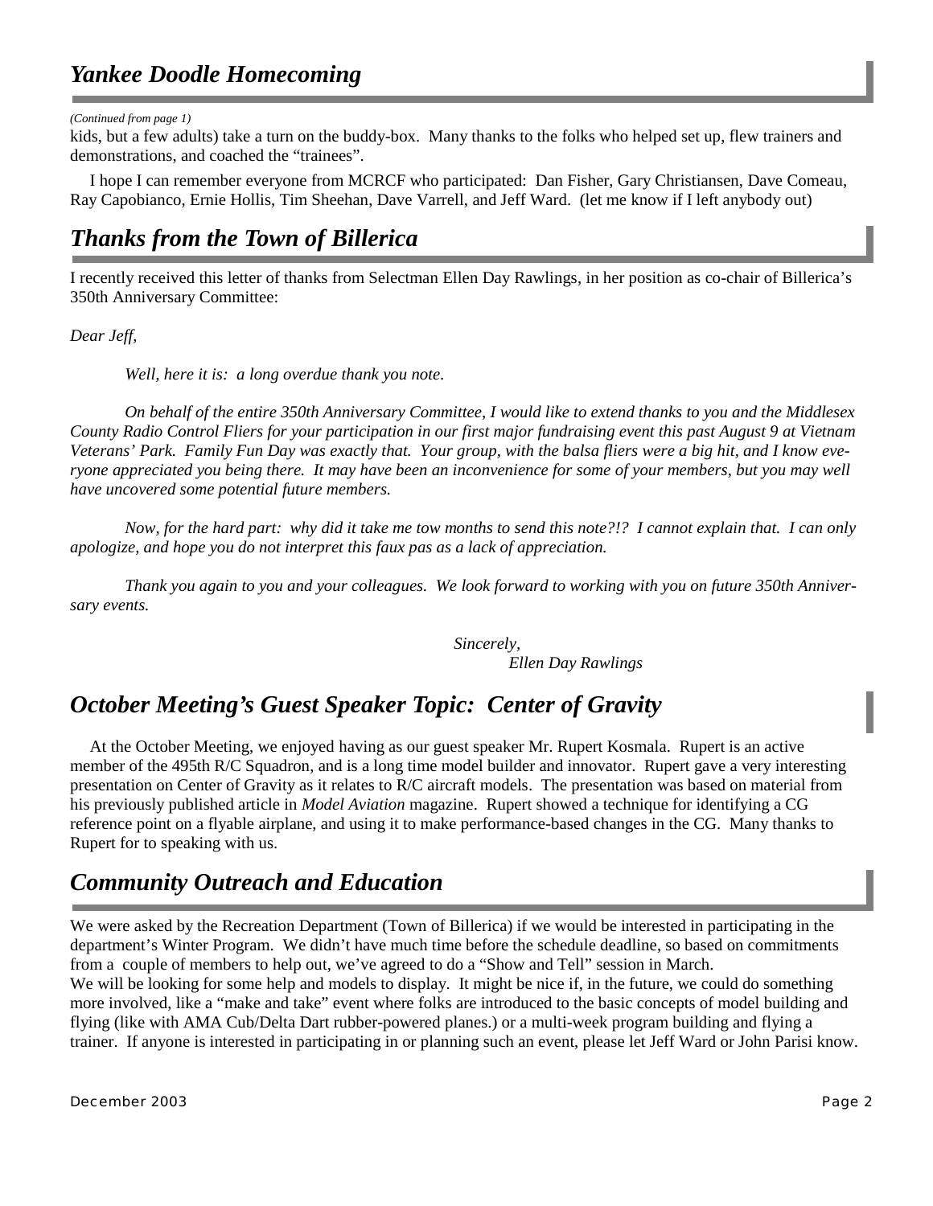## *Yankee Doodle Homecoming*

*(Continued from page 1)*

kids, but a few adults) take a turn on the buddy-box. Many thanks to the folks who helped set up, flew trainers and demonstrations, and coached the "trainees".

I hope I can remember everyone from MCRCF who participated: Dan Fisher, Gary Christiansen, Dave Comeau, Ray Capobianco, Ernie Hollis, Tim Sheehan, Dave Varrell, and Jeff Ward. (let me know if I left anybody out)

## *Thanks from the Town of Billerica*

I recently received this letter of thanks from Selectman Ellen Day Rawlings, in her position as co-chair of Billerica's 350th Anniversary Committee:

*Dear Jeff,*

*Well, here it is: a long overdue thank you note.*

*On behalf of the entire 350th Anniversary Committee, I would like to extend thanks to you and the Middlesex County Radio Control Fliers for your participation in our first major fundraising event this past August 9 at Vietnam Veterans' Park. Family Fun Day was exactly that. Your group, with the balsa fliers were a big hit, and I know everyone appreciated you being there. It may have been an inconvenience for some of your members, but you may well have uncovered some potential future members.*

*Now, for the hard part: why did it take me tow months to send this note?!? I cannot explain that. I can only apologize, and hope you do not interpret this faux pas as a lack of appreciation.*

*Thank you again to you and your colleagues. We look forward to working with you on future 350th Anniversary events.*

*Sincerely,*
*Ellen Day Rawlings*

## *October Meeting's Guest Speaker Topic: Center of Gravity*

At the October Meeting, we enjoyed having as our guest speaker Mr. Rupert Kosmala. Rupert is an active member of the 495th R/C Squadron, and is a long time model builder and innovator. Rupert gave a very interesting presentation on Center of Gravity as it relates to R/C aircraft models. The presentation was based on material from his previously published article in *Model Aviation* magazine. Rupert showed a technique for identifying a CG reference point on a flyable airplane, and using it to make performance-based changes in the CG. Many thanks to Rupert for to speaking with us.

## *Community Outreach and Education*

We were asked by the Recreation Department (Town of Billerica) if we would be interested in participating in the department's Winter Program. We didn't have much time before the schedule deadline, so based on commitments from a couple of members to help out, we've agreed to do a "Show and Tell" session in March.

We will be looking for some help and models to display. It might be nice if, in the future, we could do something more involved, like a "make and take" event where folks are introduced to the basic concepts of model building and flying (like with AMA Cub/Delta Dart rubber-powered planes.) or a multi-week program building and flying a trainer. If anyone is interested in participating in or planning such an event, please let Jeff Ward or John Parisi know.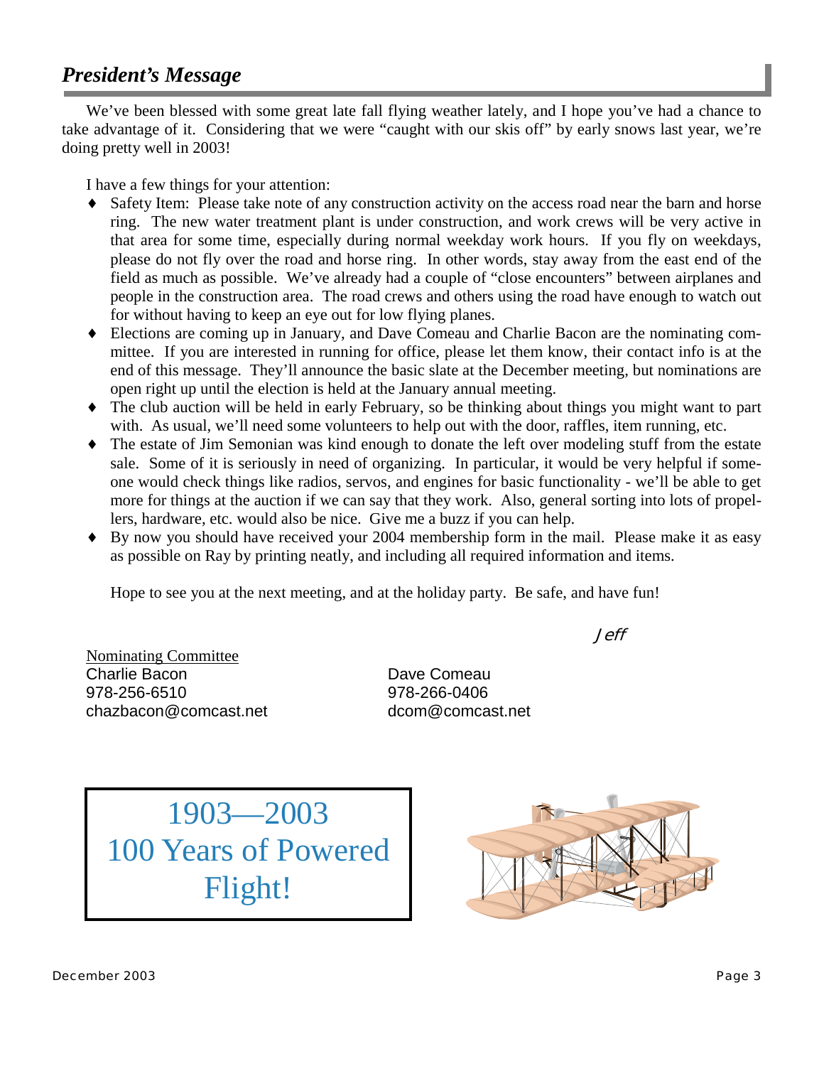## *President's Message*

We've been blessed with some great late fall flying weather lately, and I hope you've had a chance to take advantage of it. Considering that we were "caught with our skis off" by early snows last year, we're doing pretty well in 2003!

I have a few things for your attention:

- Safety Item: Please take note of any construction activity on the access road near the barn and horse ring. The new water treatment plant is under construction, and work crews will be very active in that area for some time, especially during normal weekday work hours. If you fly on weekdays, please do not fly over the road and horse ring. In other words, stay away from the east end of the field as much as possible. We've already had a couple of "close encounters" between airplanes and people in the construction area. The road crews and others using the road have enough to watch out for without having to keep an eye out for low flying planes.
- Elections are coming up in January, and Dave Comeau and Charlie Bacon are the nominating committee. If you are interested in running for office, please let them know, their contact info is at the end of this message. They'll announce the basic slate at the December meeting, but nominations are open right up until the election is held at the January annual meeting.
- The club auction will be held in early February, so be thinking about things you might want to part with. As usual, we'll need some volunteers to help out with the door, raffles, item running, etc.
- The estate of Jim Semonian was kind enough to donate the left over modeling stuff from the estate sale. Some of it is seriously in need of organizing. In particular, it would be very helpful if someone would check things like radios, servos, and engines for basic functionality - we'll be able to get more for things at the auction if we can say that they work. Also, general sorting into lots of propellers, hardware, etc. would also be nice. Give me a buzz if you can help.
- By now you should have received your 2004 membership form in the mail. Please make it as easy as possible on Ray by printing neatly, and including all required information and items.

Hope to see you at the next meeting, and at the holiday party. Be safe, and have fun!

*Jeff*

Nominating Committee

Charlie Bacon
978-256-6510
chazbacon@comcast.net

Dave Comeau
978-266-0406
dcom@comcast.net

1903—2003
100 Years of Powered Flight!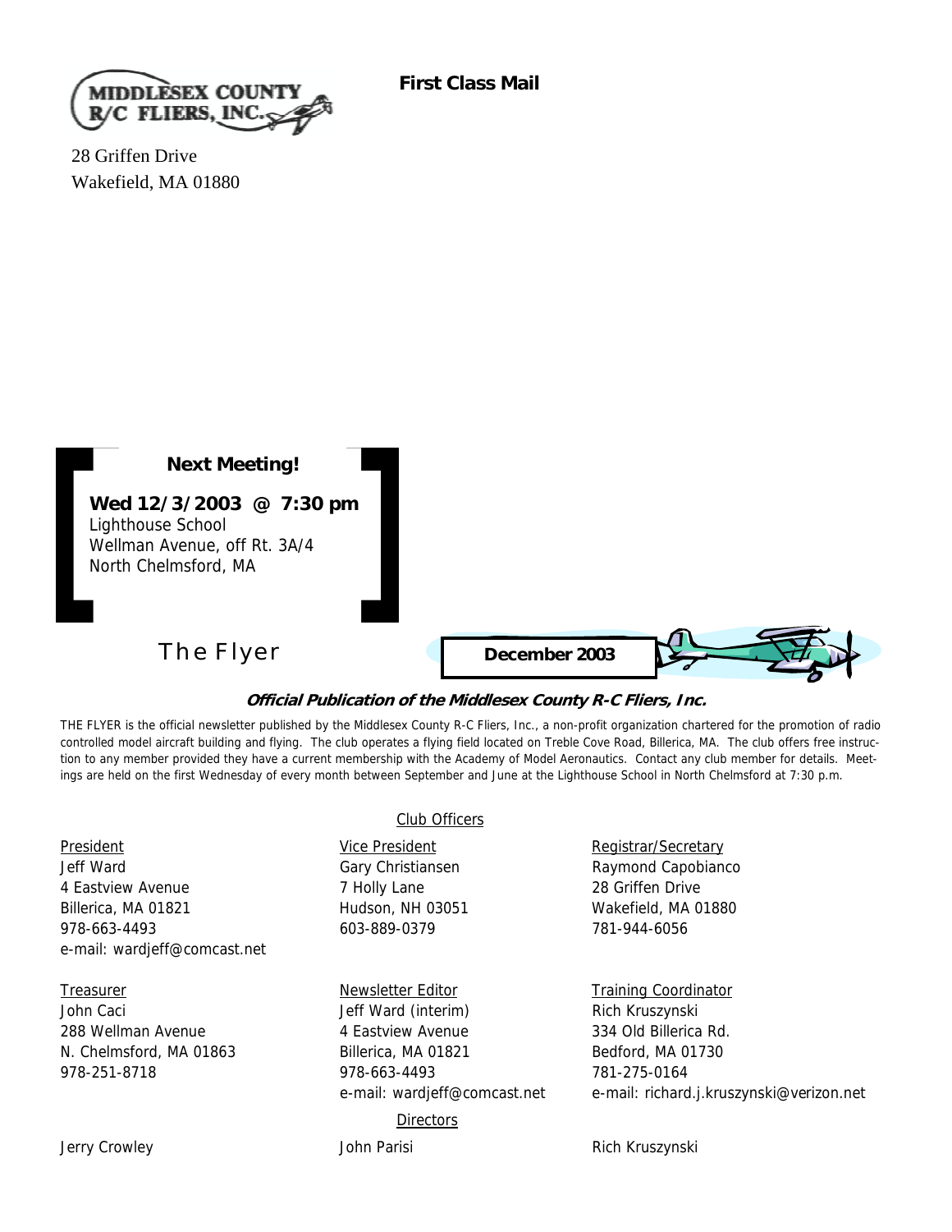MIDDLESEX COUNTY R/C FLIERS, INC.

28 Griffen Drive
Wakefield, MA 01880

**First Class Mail**

**Next Meeting!**

**Wed 12/3/2003 @ 7:30 pm**
Lighthouse School
Wellman Avenue, off Rt. 3A/4
North Chelmsford, MA

# The Flyer

**December 2003**

***Official Publication of the Middlesex County R-C Fliers, Inc.***

THE FLYER is the official newsletter published by the Middlesex County R-C Fliers, Inc., a non-profit organization chartered for the promotion of radio controlled model aircraft building and flying. The club operates a flying field located on Treble Cove Road, Billerica, MA. The club offers free instruction to any member provided they have a current membership with the Academy of Model Aeronautics. Contact any club member for details. Meetings are held on the first Wednesday of every month between September and June at the Lighthouse School in North Chelmsford at 7:30 p.m.

## Club Officers

President
Jeff Ward
4 Eastview Avenue
Billerica, MA 01821
978-663-4493
e-mail: wardjeff@comcast.net

Vice President
Gary Christiansen
7 Holly Lane
Hudson, NH 03051
603-889-0379

Registrar/Secretary
Raymond Capobianco
28 Griffen Drive
Wakefield, MA 01880
781-944-6056

Treasurer
John Caci
288 Wellman Avenue
N. Chelmsford, MA 01863
978-251-8718

Newsletter Editor
Jeff Ward (interim)
4 Eastview Avenue
Billerica, MA 01821
978-663-4493
e-mail: wardjeff@comcast.net

Training Coordinator
Rich Kruszynski
334 Old Billerica Rd.
Bedford, MA 01730
781-275-0164
e-mail: richard.j.kruszynski@verizon.net

## Directors

Jerry Crowley

John Parisi

Rich Kruszynski